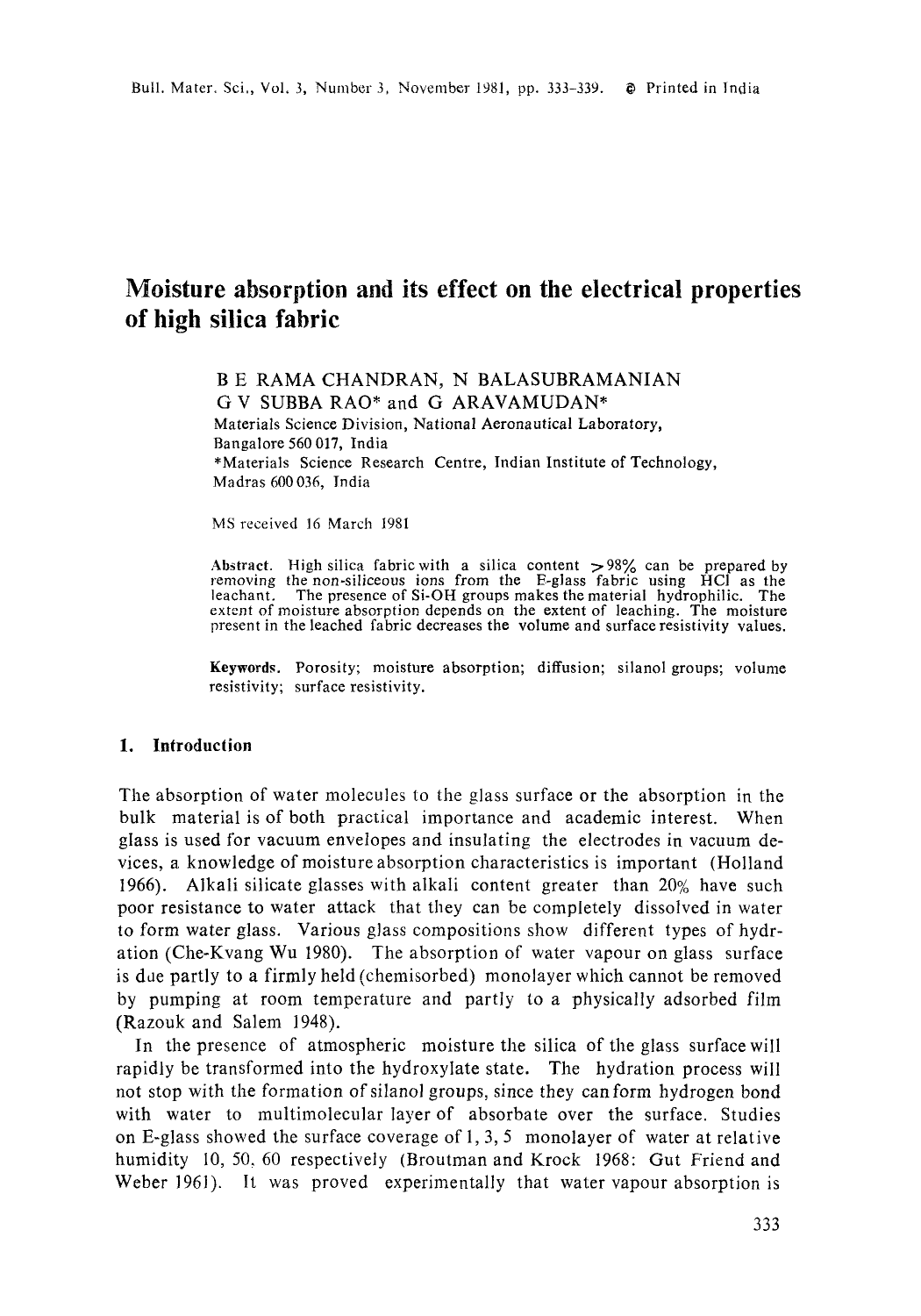# Moisture absorption and its effect on the electrical properties of high silica fabric

B E RAMA CHANDRAN, N BALASUBRAMANIAN
G V SUBBA RAO* and G ARAVAMUDAN*

Materials Science Division, National Aeronautical Laboratory, Bangalore 560 017, India

*Materials Science Research Centre, Indian Institute of Technology, Madras 600 036, India

MS received 16 March 1981

**Abstract.** High silica fabric with a silica content >98% can be prepared by removing the non-siliceous ions from the E-glass fabric using HCl as the leachant. The presence of Si-OH groups makes the material hydrophilic. The extent of moisture absorption depends on the extent of leaching. The moisture present in the leached fabric decreases the volume and surface resistivity values.

**Keywords.** Porosity; moisture absorption; diffusion; silanol groups; volume resistivity; surface resistivity.

## 1. Introduction

The absorption of water molecules to the glass surface or the absorption in the bulk material is of both practical importance and academic interest. When glass is used for vacuum envelopes and insulating the electrodes in vacuum devices, a knowledge of moisture absorption characteristics is important (Holland 1966). Alkali silicate glasses with alkali content greater than 20% have such poor resistance to water attack that they can be completely dissolved in water to form water glass. Various glass compositions show different types of hydration (Che-Kvang Wu 1980). The absorption of water vapour on glass surface is due partly to a firmly held (chemisorbed) monolayer which cannot be removed by pumping at room temperature and partly to a physically adsorbed film (Razouk and Salem 1948).

In the presence of atmospheric moisture the silica of the glass surface will rapidly be transformed into the hydroxylate state. The hydration process will not stop with the formation of silanol groups, since they can form hydrogen bond with water to multimolecular layer of absorbate over the surface. Studies on E-glass showed the surface coverage of 1, 3, 5 monolayer of water at relative humidity 10, 50, 60 respectively (Broutman and Krock 1968: Gut Friend and Weber 1961). It was proved experimentally that water vapour absorption is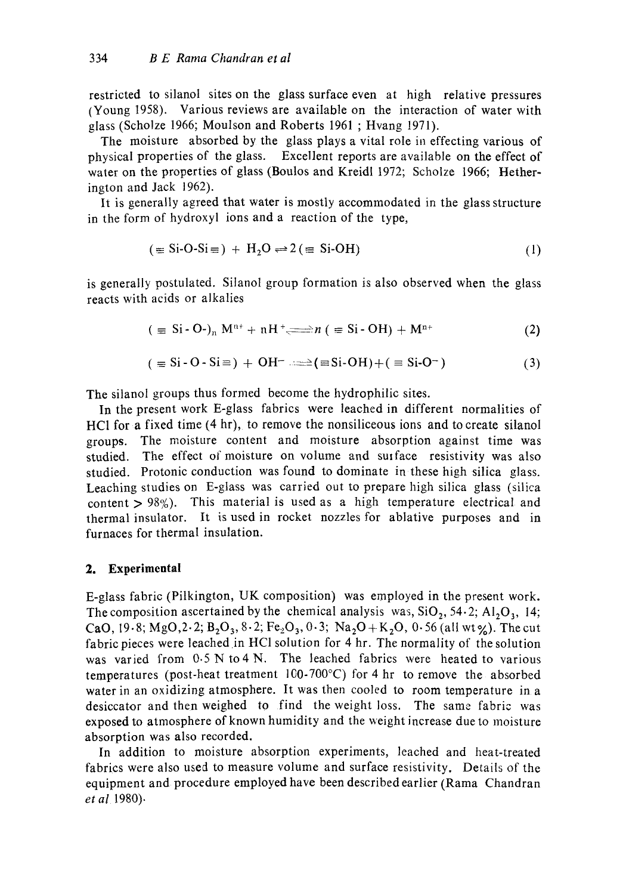restricted to silanol sites on the glass surface even at high relative pressures (Young 1958). Various reviews are available on the interaction of water with glass (Scholze 1966; Moulson and Roberts 1961 ; Hvang 1971).

The moisture absorbed by the glass plays a vital role in effecting various of physical properties of the glass. Excellent reports are available on the effect of water on the properties of glass (Boulos and Kreidl 1972; Scholze 1966; Hetherington and Jack 1962).

It is generally agreed that water is mostly accommodated in the glass structure in the form of hydroxyl ions and a reaction of the type,

$$(\equiv \text{Si-O-Si} \equiv) + H_2O \rightleftharpoons 2(\equiv \text{Si-OH}) \tag{1}$$

is generally postulated. Silanol group formation is also observed when the glass reacts with acids or alkalies

$$(\equiv \text{Si-O-})_n \, M^{n+} + nH^+ \rightleftharpoons n\,(\equiv \text{Si-OH}) + M^{n+} \tag{2}$$

$$(\equiv \text{Si-O-Si} \equiv) + OH^- \rightleftharpoons (\equiv \text{Si-OH}) + (\equiv \text{Si-O}^-) \tag{3}$$

The silanol groups thus formed become the hydrophilic sites.

In the present work E-glass fabrics were leached in different normalities of HCl for a fixed time (4 hr), to remove the nonsiliceous ions and to create silanol groups. The moisture content and moisture absorption against time was studied. The effect of moisture on volume and surface resistivity was also studied. Protonic conduction was found to dominate in these high silica glass. Leaching studies on E-glass was carried out to prepare high silica glass (silica content > 98%). This material is used as a high temperature electrical and thermal insulator. It is used in rocket nozzles for ablative purposes and in furnaces for thermal insulation.

## 2. Experimental

E-glass fabric (Pilkington, UK composition) was employed in the present work. The composition ascertained by the chemical analysis was, $SiO_2$, 54·2; $Al_2O_3$, 14; CaO, 19·8; MgO,2·2; $B_2O_3$, 8·2; $Fe_2O_3$, 0·3; $Na_2O+K_2O$, 0·56 (all wt%). The cut fabric pieces were leached in HCl solution for 4 hr. The normality of the solution was varied from 0·5 N to 4 N. The leached fabrics were heated to various temperatures (post-heat treatment 100-700°C) for 4 hr to remove the absorbed water in an oxidizing atmosphere. It was then cooled to room temperature in a desiccator and then weighed to find the weight loss. The same fabric was exposed to atmosphere of known humidity and the weight increase due to moisture absorption was also recorded.

In addition to moisture absorption experiments, leached and heat-treated fabrics were also used to measure volume and surface resistivity. Details of the equipment and procedure employed have been described earlier (Rama Chandran *et al* 1980).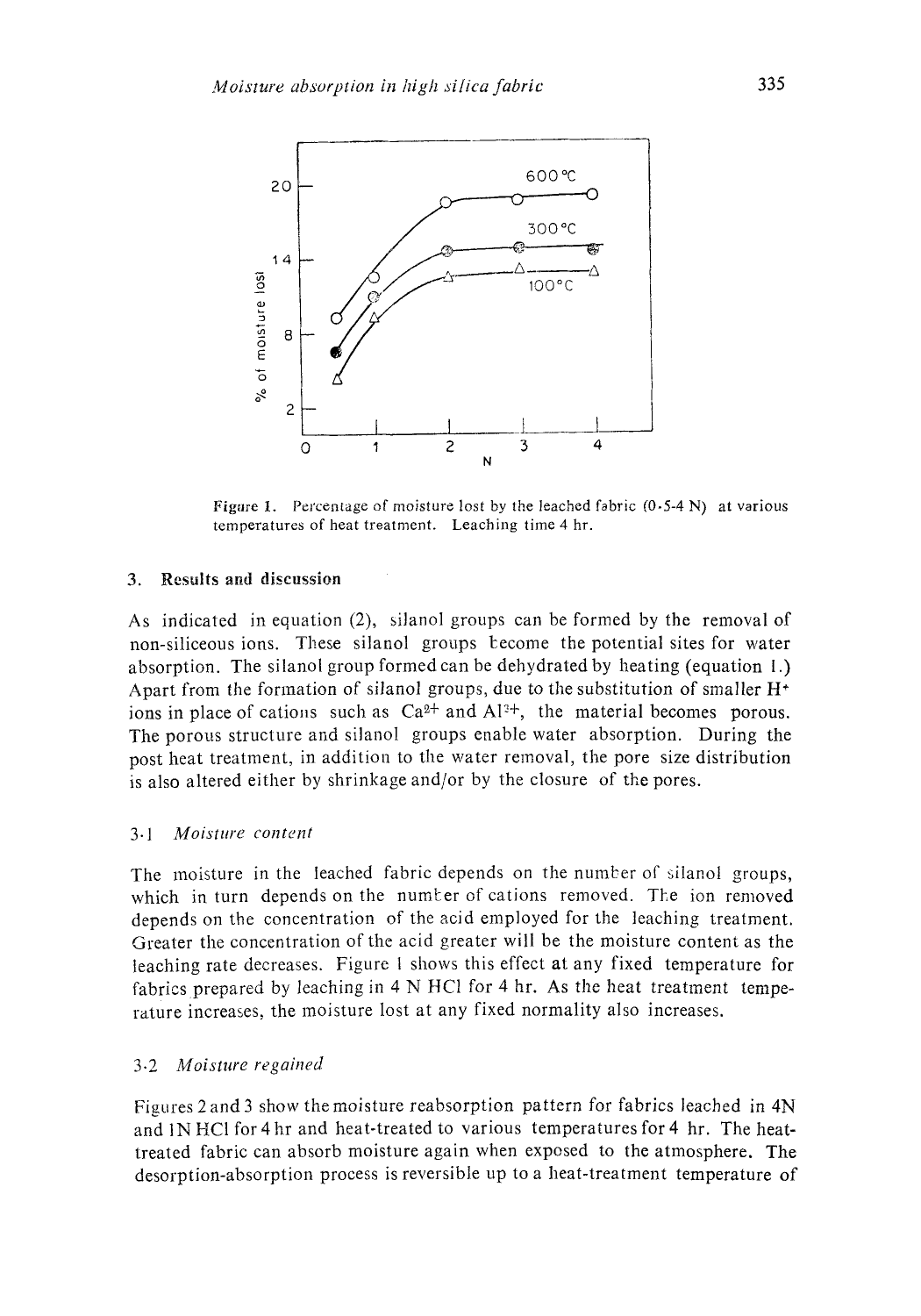Figure 1. Percentage of moisture lost by the leached fabric (0·5-4 N) at various temperatures of heat treatment. Leaching time 4 hr.

## 3. Results and discussion

As indicated in equation (2), silanol groups can be formed by the removal of non-siliceous ions. These silanol groups become the potential sites for water absorption. The silanol group formed can be dehydrated by heating (equation 1.) Apart from the formation of silanol groups, due to the substitution of smaller $H^+$ ions in place of cations such as $Ca^{2+}$ and $Al^{3+}$, the material becomes porous. The porous structure and silanol groups enable water absorption. During the post heat treatment, in addition to the water removal, the pore size distribution is also altered either by shrinkage and/or by the closure of the pores.

### 3·1 *Moisture content*

The moisture in the leached fabric depends on the number of silanol groups, which in turn depends on the number of cations removed. The ion removed depends on the concentration of the acid employed for the leaching treatment. Greater the concentration of the acid greater will be the moisture content as the leaching rate decreases. Figure 1 shows this effect at any fixed temperature for fabrics prepared by leaching in 4 N HCl for 4 hr. As the heat treatment temperature increases, the moisture lost at any fixed normality also increases.

### 3·2 *Moisture regained*

Figures 2 and 3 show the moisture reabsorption pattern for fabrics leached in 4N and 1N HCl for 4 hr and heat-treated to various temperatures for 4 hr. The heat-treated fabric can absorb moisture again when exposed to the atmosphere. The desorption-absorption process is reversible up to a heat-treatment temperature of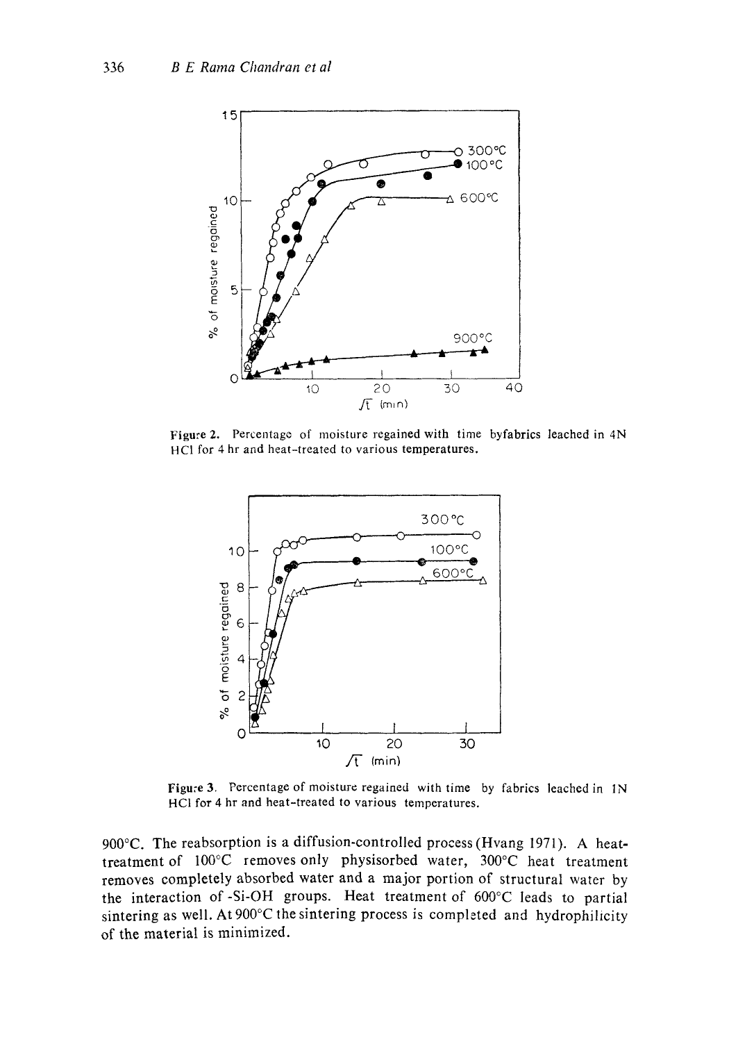**Figure 2.** Percentage of moisture regained with time byfabrics leached in 4N HCl for 4 hr and heat-treated to various temperatures.

**Figure 3.** Percentage of moisture regained with time by fabrics leached in 1N HCl for 4 hr and heat-treated to various temperatures.

900°C. The reabsorption is a diffusion-controlled process (Hvang 1971). A heat-treatment of 100°C removes only physisorbed water, 300°C heat treatment removes completely absorbed water and a major portion of structural water by the interaction of -Si-OH groups. Heat treatment of 600°C leads to partial sintering as well. At 900°C the sintering process is completed and hydrophilicity of the material is minimized.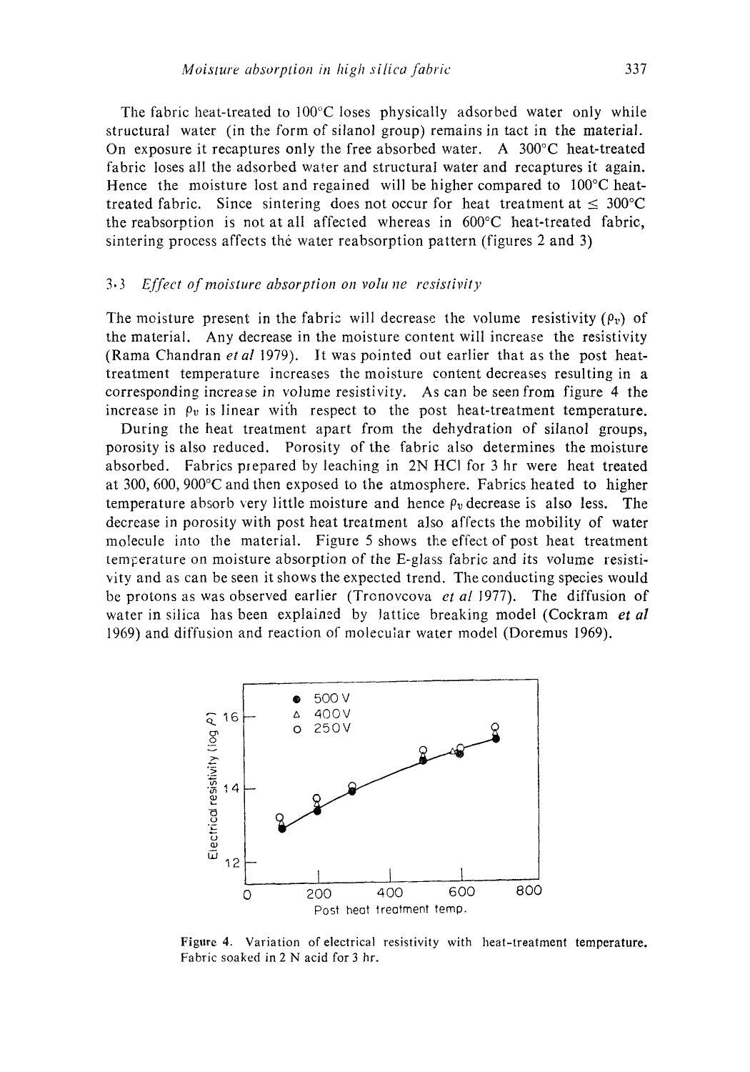The fabric heat-treated to 100°C loses physically adsorbed water only while structural water (in the form of silanol group) remains in tact in the material. On exposure it recaptures only the free absorbed water. A 300°C heat-treated fabric loses all the adsorbed water and structural water and recaptures it again. Hence the moisture lost and regained will be higher compared to 100°C heat-treated fabric. Since sintering does not occur for heat treatment at $\leq$ 300°C the reabsorption is not at all affected whereas in 600°C heat-treated fabric, sintering process affects the water reabsorption pattern (figures 2 and 3)

### 3.3 *Effect of moisture absorption on volume resistivity*

The moisture present in the fabric will decrease the volume resistivity ($\rho_v$) of the material. Any decrease in the moisture content will increase the resistivity (Rama Chandran *et al* 1979). It was pointed out earlier that as the post heat-treatment temperature increases the moisture content decreases resulting in a corresponding increase in volume resistivity. As can be seen from figure 4 the increase in $\rho_v$ is linear with respect to the post heat-treatment temperature.

During the heat treatment apart from the dehydration of silanol groups, porosity is also reduced. Porosity of the fabric also determines the moisture absorbed. Fabrics prepared by leaching in 2N HCl for 3 hr were heat treated at 300, 600, 900°C and then exposed to the atmosphere. Fabrics heated to higher temperature absorb very little moisture and hence $\rho_v$ decrease is also less. The decrease in porosity with post heat treatment also affects the mobility of water molecule into the material. Figure 5 shows the effect of post heat treatment temperature on moisture absorption of the E-glass fabric and its volume resistivity and as can be seen it shows the expected trend. The conducting species would be protons as was observed earlier (Tronovcova *et al* 1977). The diffusion of water in silica has been explained by lattice breaking model (Cockram *et al* 1969) and diffusion and reaction of molecular water model (Doremus 1969).

**Figure 4.** Variation of electrical resistivity with heat-treatment temperature. Fabric soaked in 2 N acid for 3 hr.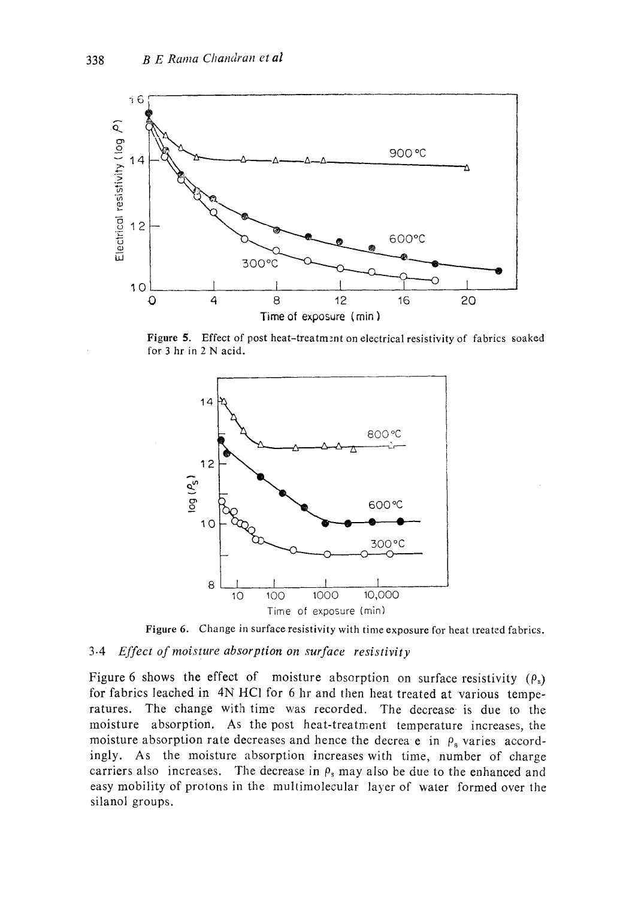Figure 5. Effect of post heat-treatment on electrical resistivity of fabrics soaked for 3 hr in 2 N acid.

Figure 6. Change in surface resistivity with time exposure for heat treated fabrics.

### 3.4 *Effect of moisture absorption on surface resistivity*

Figure 6 shows the effect of moisture absorption on surface resistivity ($\rho_s$) for fabrics leached in 4N HCl for 6 hr and then heat treated at various temperatures. The change with time was recorded. The decrease is due to the moisture absorption. As the post heat-treatment temperature increases, the moisture absorption rate decreases and hence the decrease in $\rho_s$ varies accordingly. As the moisture absorption increases with time, number of charge carriers also increases. The decrease in $\rho_s$ may also be due to the enhanced and easy mobility of protons in the multimolecular layer of water formed over the silanol groups.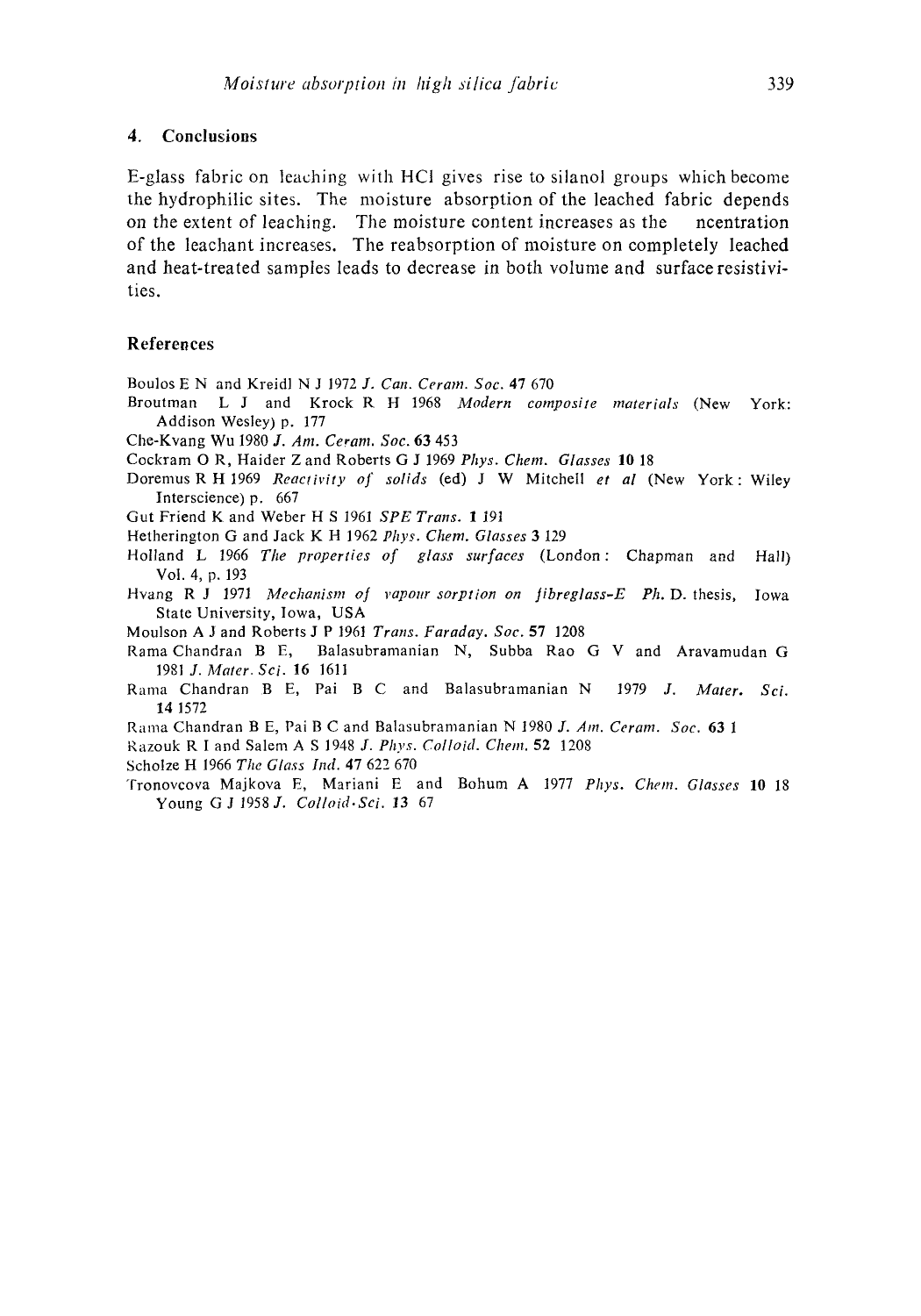## 4. Conclusions

E-glass fabric on leaching with HCl gives rise to silanol groups which become the hydrophilic sites. The moisture absorption of the leached fabric depends on the extent of leaching. The moisture content increases as the ncentration of the leachant increases. The reabsorption of moisture on completely leached and heat-treated samples leads to decrease in both volume and surface resistivities.

## References

Boulos E N and Kreidl N J 1972 *J. Can. Ceram. Soc.* **47** 670

Broutman L J and Krock R H 1968 *Modern composite materials* (New York: Addison Wesley) p. 177

Che-Kvang Wu 1980 *J. Am. Ceram. Soc.* **63** 453

Cockram O R, Haider Z and Roberts G J 1969 *Phys. Chem. Glasses* **10** 18

Doremus R H 1969 *Reactivity of solids* (ed) J W Mitchell *et al* (New York: Wiley Interscience) p. 667

Gut Friend K and Weber H S 1961 *SPE Trans.* **1** 191

Hetherington G and Jack K H 1962 *Phys. Chem. Glasses* **3** 129

Holland L 1966 *The properties of glass surfaces* (London: Chapman and Hall) Vol. 4, p. 193

Hvang R J 1971 *Mechanism of vapour sorption on fibreglass-E* Ph. D. thesis, Iowa State University, Iowa, USA

Moulson A J and Roberts J P 1961 *Trans. Faraday. Soc.* **57** 1208

Rama Chandran B E, Balasubramanian N, Subba Rao G V and Aravamudan G 1981 *J. Mater. Sci.* **16** 1611

Rama Chandran B E, Pai B C and Balasubramanian N 1979 *J. Mater. Sci.* **14** 1572

Rama Chandran B E, Pai B C and Balasubramanian N 1980 *J. Am. Ceram. Soc.* **63** 1

Razouk R I and Salem A S 1948 *J. Phys. Colloid. Chem.* **52** 1208

Scholze H 1966 *The Glass Ind.* **47** 622 670

Tronovcova Majkova E, Mariani E and Bohum A 1977 *Phys. Chem. Glasses* **10** 18

Young G J 1958 *J. Colloid Sci.* **13** 67